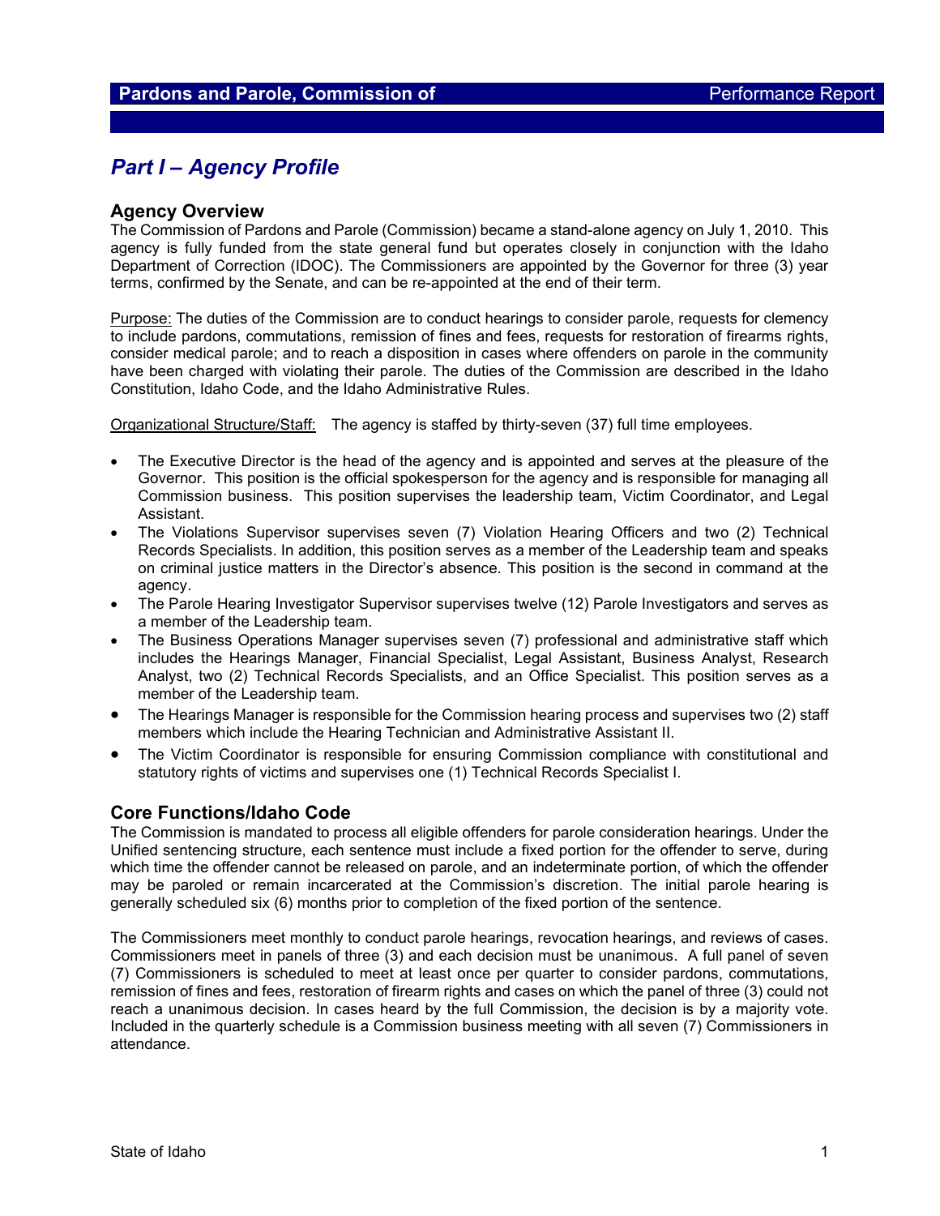# Pardons and Parole, Commission of — Performance Report

## *Part I – Agency Profile*

### Agency Overview

The Commission of Pardons and Parole (Commission) became a stand-alone agency on July 1, 2010. This agency is fully funded from the state general fund but operates closely in conjunction with the Idaho Department of Correction (IDOC). The Commissioners are appointed by the Governor for three (3) year terms, confirmed by the Senate, and can be re-appointed at the end of their term.

Purpose: The duties of the Commission are to conduct hearings to consider parole, requests for clemency to include pardons, commutations, remission of fines and fees, requests for restoration of firearms rights, consider medical parole; and to reach a disposition in cases where offenders on parole in the community have been charged with violating their parole. The duties of the Commission are described in the Idaho Constitution, Idaho Code, and the Idaho Administrative Rules.

Organizational Structure/Staff: The agency is staffed by thirty-seven (37) full time employees.

- The Executive Director is the head of the agency and is appointed and serves at the pleasure of the Governor. This position is the official spokesperson for the agency and is responsible for managing all Commission business. This position supervises the leadership team, Victim Coordinator, and Legal Assistant.
- The Violations Supervisor supervises seven (7) Violation Hearing Officers and two (2) Technical Records Specialists. In addition, this position serves as a member of the Leadership team and speaks on criminal justice matters in the Director's absence. This position is the second in command at the agency.
- The Parole Hearing Investigator Supervisor supervises twelve (12) Parole Investigators and serves as a member of the Leadership team.
- The Business Operations Manager supervises seven (7) professional and administrative staff which includes the Hearings Manager, Financial Specialist, Legal Assistant, Business Analyst, Research Analyst, two (2) Technical Records Specialists, and an Office Specialist. This position serves as a member of the Leadership team.
- The Hearings Manager is responsible for the Commission hearing process and supervises two (2) staff members which include the Hearing Technician and Administrative Assistant II.
- The Victim Coordinator is responsible for ensuring Commission compliance with constitutional and statutory rights of victims and supervises one (1) Technical Records Specialist I.

### Core Functions/Idaho Code

The Commission is mandated to process all eligible offenders for parole consideration hearings. Under the Unified sentencing structure, each sentence must include a fixed portion for the offender to serve, during which time the offender cannot be released on parole, and an indeterminate portion, of which the offender may be paroled or remain incarcerated at the Commission's discretion. The initial parole hearing is generally scheduled six (6) months prior to completion of the fixed portion of the sentence.

The Commissioners meet monthly to conduct parole hearings, revocation hearings, and reviews of cases. Commissioners meet in panels of three (3) and each decision must be unanimous. A full panel of seven (7) Commissioners is scheduled to meet at least once per quarter to consider pardons, commutations, remission of fines and fees, restoration of firearm rights and cases on which the panel of three (3) could not reach a unanimous decision. In cases heard by the full Commission, the decision is by a majority vote. Included in the quarterly schedule is a Commission business meeting with all seven (7) Commissioners in attendance.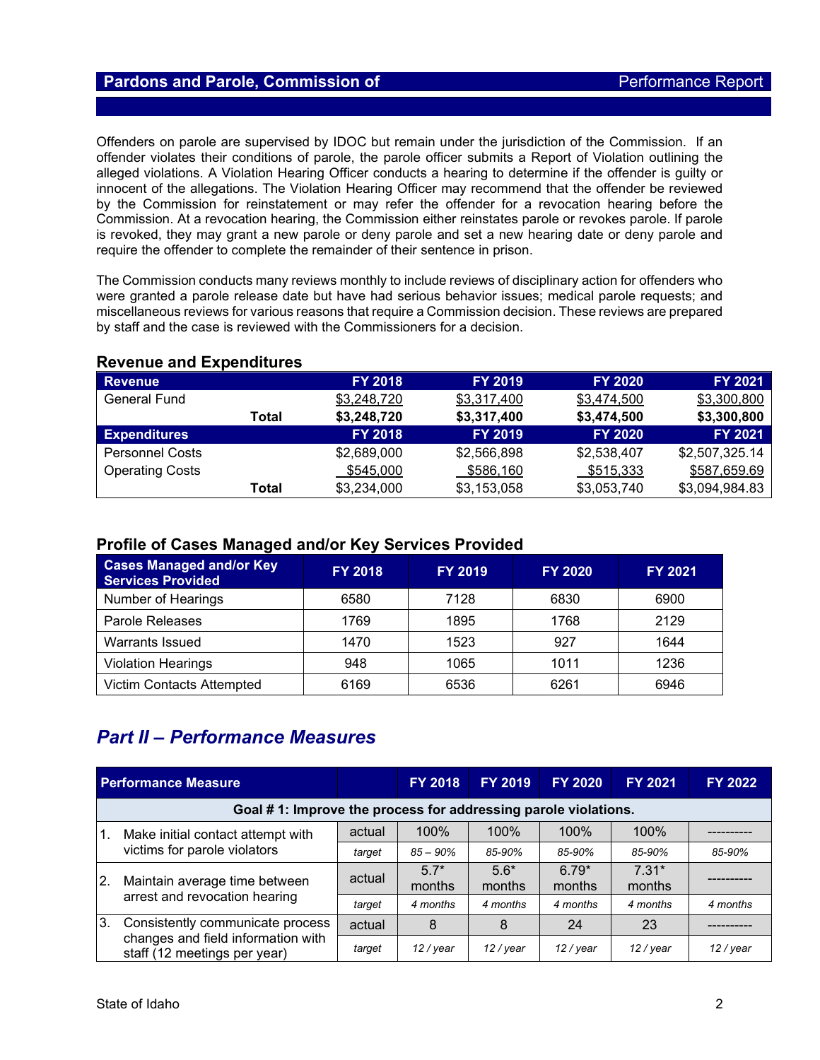Offenders on parole are supervised by IDOC but remain under the jurisdiction of the Commission. If an offender violates their conditions of parole, the parole officer submits a Report of Violation outlining the alleged violations. A Violation Hearing Officer conducts a hearing to determine if the offender is guilty or innocent of the allegations. The Violation Hearing Officer may recommend that the offender be reviewed by the Commission for reinstatement or may refer the offender for a revocation hearing before the Commission. At a revocation hearing, the Commission either reinstates parole or revokes parole. If parole is revoked, they may grant a new parole or deny parole and set a new hearing date or deny parole and require the offender to complete the remainder of their sentence in prison.

The Commission conducts many reviews monthly to include reviews of disciplinary action for offenders who were granted a parole release date but have had serious behavior issues; medical parole requests; and miscellaneous reviews for various reasons that require a Commission decision. These reviews are prepared by staff and the case is reviewed with the Commissioners for a decision.

### Revenue and Expenditures

| Revenue | | FY 2018 | FY 2019 | FY 2020 | FY 2021 |
|---|---|---|---|---|---|
| General Fund | | $3,248,720 | $3,317,400 | $3,474,500 | $3,300,800 |
| | **Total** | **$3,248,720** | **$3,317,400** | **$3,474,500** | **$3,300,800** |
| **Expenditures** | | **FY 2018** | **FY 2019** | **FY 2020** | **FY 2021** |
| Personnel Costs | | $2,689,000 | $2,566,898 | $2,538,407 | $2,507,325.14 |
| Operating Costs | | $545,000 | $586,160 | $515,333 | $587,659.69 |
| | **Total** | $3,234,000 | $3,153,058 | $3,053,740 | $3,094,984.83 |

### Profile of Cases Managed and/or Key Services Provided

| Cases Managed and/or Key Services Provided | FY 2018 | FY 2019 | FY 2020 | FY 2021 |
|---|---|---|---|---|
| Number of Hearings | 6580 | 7128 | 6830 | 6900 |
| Parole Releases | 1769 | 1895 | 1768 | 2129 |
| Warrants Issued | 1470 | 1523 | 927 | 1644 |
| Violation Hearings | 948 | 1065 | 1011 | 1236 |
| Victim Contacts Attempted | 6169 | 6536 | 6261 | 6946 |

## *Part II – Performance Measures*

| Performance Measure | | FY 2018 | FY 2019 | FY 2020 | FY 2021 | FY 2022 |
|---|---|---|---|---|---|---|
| **Goal # 1: Improve the process for addressing parole violations.** | | | | | | |
| 1. Make initial contact attempt with victims for parole violators | actual | 100% | 100% | 100% | 100% | ---------- |
| | *target* | *85 – 90%* | *85-90%* | *85-90%* | *85-90%* | *85-90%* |
| 2. Maintain average time between arrest and revocation hearing | actual | 5.7* months | 5.6* months | 6.79* months | 7.31* months | ---------- |
| | *target* | *4 months* | *4 months* | *4 months* | *4 months* | *4 months* |
| 3. Consistently communicate process changes and field information with staff (12 meetings per year) | actual | 8 | 8 | 24 | 23 | ---------- |
| | *target* | *12 / year* | *12 / year* | *12 / year* | *12 / year* | *12 / year* |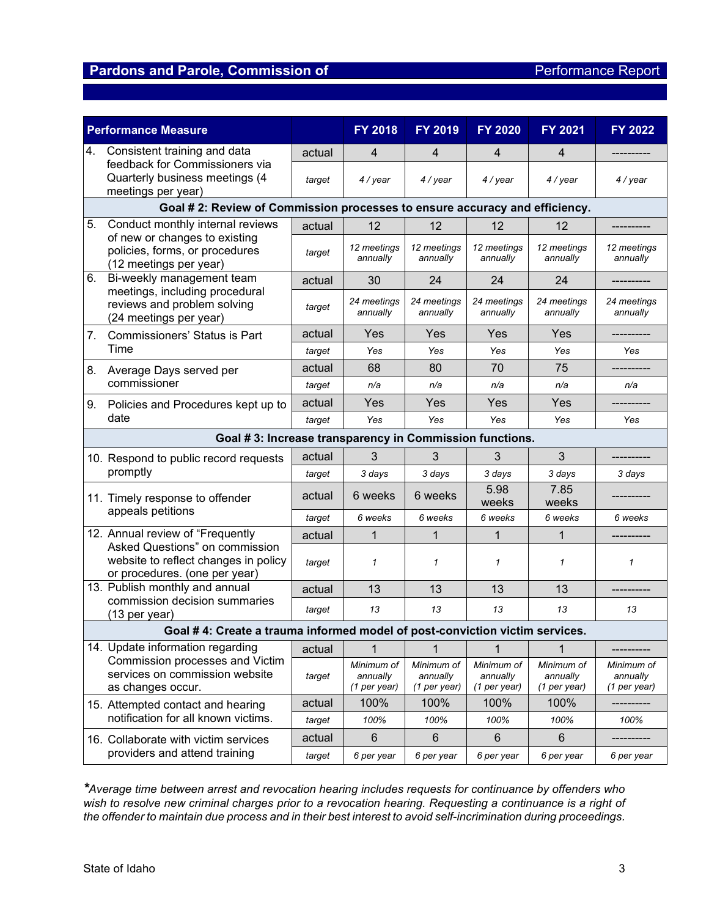| Performance Measure | | FY 2018 | FY 2019 | FY 2020 | FY 2021 | FY 2022 |
|---|---|---|---|---|---|---|
| 4. Consistent training and data feedback for Commissioners via Quarterly business meetings (4 meetings per year) | actual | 4 | 4 | 4 | 4 | ---------- |
| | *target* | *4 / year* | *4 / year* | *4 / year* | *4 / year* | *4 / year* |
| **Goal # 2: Review of Commission processes to ensure accuracy and efficiency.** | | | | | | |
| 5. Conduct monthly internal reviews of new or changes to existing policies, forms, or procedures (12 meetings per year) | actual | 12 | 12 | 12 | 12 | ---------- |
| | *target* | *12 meetings annually* | *12 meetings annually* | *12 meetings annually* | *12 meetings annually* | *12 meetings annually* |
| 6. Bi-weekly management team meetings, including procedural reviews and problem solving (24 meetings per year) | actual | 30 | 24 | 24 | 24 | ---------- |
| | *target* | *24 meetings annually* | *24 meetings annually* | *24 meetings annually* | *24 meetings annually* | *24 meetings annually* |
| 7. Commissioners' Status is Part Time | actual | Yes | Yes | Yes | Yes | ---------- |
| | *target* | *Yes* | *Yes* | *Yes* | *Yes* | *Yes* |
| 8. Average Days served per commissioner | actual | 68 | 80 | 70 | 75 | ---------- |
| | *target* | *n/a* | *n/a* | *n/a* | *n/a* | *n/a* |
| 9. Policies and Procedures kept up to date | actual | Yes | Yes | Yes | Yes | ---------- |
| | *target* | *Yes* | *Yes* | *Yes* | *Yes* | *Yes* |
| **Goal # 3: Increase transparency in Commission functions.** | | | | | | |
| 10. Respond to public record requests promptly | actual | 3 | 3 | 3 | 3 | ---------- |
| | *target* | *3 days* | *3 days* | *3 days* | *3 days* | *3 days* |
| 11. Timely response to offender appeals petitions | actual | 6 weeks | 6 weeks | 5.98 weeks | 7.85 weeks | ---------- |
| | *target* | *6 weeks* | *6 weeks* | *6 weeks* | *6 weeks* | *6 weeks* |
| 12. Annual review of "Frequently Asked Questions" on commission website to reflect changes in policy or procedures. (one per year) | actual | 1 | 1 | 1 | 1 | ---------- |
| | *target* | *1* | *1* | *1* | *1* | *1* |
| 13. Publish monthly and annual commission decision summaries (13 per year) | actual | 13 | 13 | 13 | 13 | ---------- |
| | *target* | *13* | *13* | *13* | *13* | *13* |
| **Goal # 4: Create a trauma informed model of post-conviction victim services.** | | | | | | |
| 14. Update information regarding Commission processes and Victim services on commission website as changes occur. | actual | 1 | 1 | 1 | 1 | ---------- |
| | *target* | *Minimum of annually (1 per year)* | *Minimum of annually (1 per year)* | *Minimum of annually (1 per year)* | *Minimum of annually (1 per year)* | *Minimum of annually (1 per year)* |
| 15. Attempted contact and hearing notification for all known victims. | actual | 100% | 100% | 100% | 100% | ---------- |
| | *target* | *100%* | *100%* | *100%* | *100%* | *100%* |
| 16. Collaborate with victim services providers and attend training | actual | 6 | 6 | 6 | 6 | ---------- |
| | *target* | *6 per year* | *6 per year* | *6 per year* | *6 per year* | *6 per year* |

***Average time between arrest and revocation hearing includes requests for continuance by offenders who wish to resolve new criminal charges prior to a revocation hearing. Requesting a continuance is a right of the offender to maintain due process and in their best interest to avoid self-incrimination during proceedings.***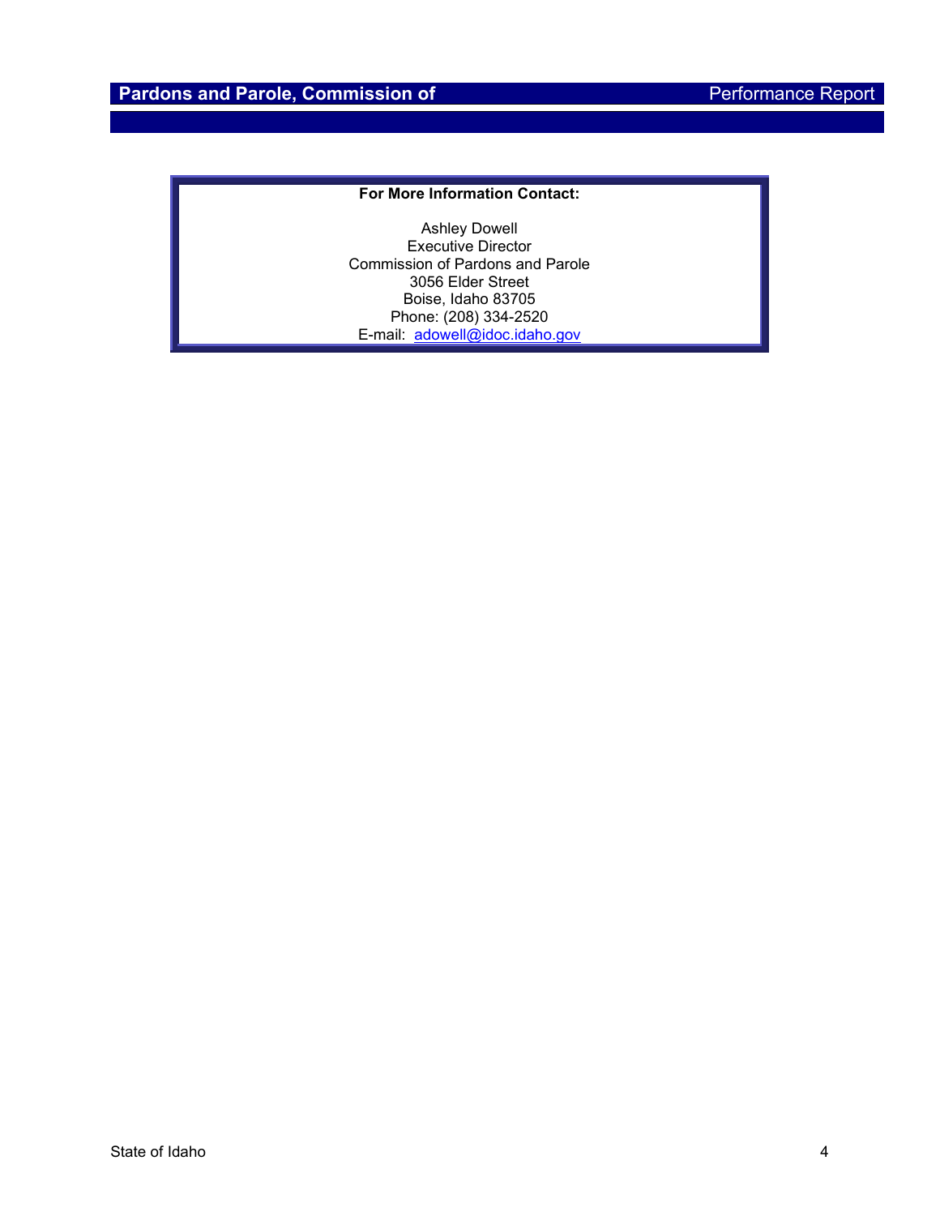**For More Information Contact:**

Ashley Dowell
Executive Director
Commission of Pardons and Parole
3056 Elder Street
Boise, Idaho 83705
Phone: (208) 334-2520
E-mail: adowell@idoc.idaho.gov